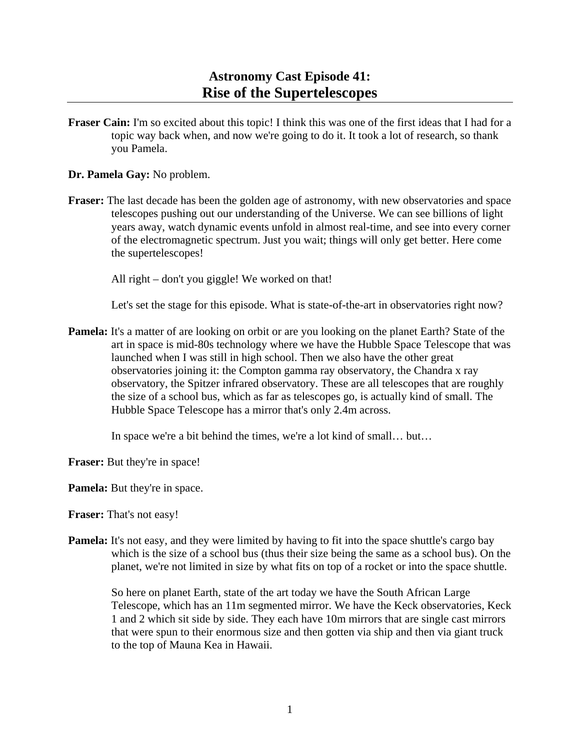# Astronomy Cast Episode 41:
# Rise of the Supertelescopes

**Fraser Cain:** I'm so excited about this topic! I think this was one of the first ideas that I had for a topic way back when, and now we're going to do it. It took a lot of research, so thank you Pamela.

**Dr. Pamela Gay:** No problem.

**Fraser:** The last decade has been the golden age of astronomy, with new observatories and space telescopes pushing out our understanding of the Universe. We can see billions of light years away, watch dynamic events unfold in almost real-time, and see into every corner of the electromagnetic spectrum. Just you wait; things will only get better. Here come the supertelescopes!

All right – don't you giggle! We worked on that!

Let's set the stage for this episode. What is state-of-the-art in observatories right now?

**Pamela:** It's a matter of are looking on orbit or are you looking on the planet Earth? State of the art in space is mid-80s technology where we have the Hubble Space Telescope that was launched when I was still in high school. Then we also have the other great observatories joining it: the Compton gamma ray observatory, the Chandra x ray observatory, the Spitzer infrared observatory. These are all telescopes that are roughly the size of a school bus, which as far as telescopes go, is actually kind of small. The Hubble Space Telescope has a mirror that's only 2.4m across.

In space we're a bit behind the times, we're a lot kind of small… but…

**Fraser:** But they're in space!

**Pamela:** But they're in space.

**Fraser:** That's not easy!

**Pamela:** It's not easy, and they were limited by having to fit into the space shuttle's cargo bay which is the size of a school bus (thus their size being the same as a school bus). On the planet, we're not limited in size by what fits on top of a rocket or into the space shuttle.

So here on planet Earth, state of the art today we have the South African Large Telescope, which has an 11m segmented mirror. We have the Keck observatories, Keck 1 and 2 which sit side by side. They each have 10m mirrors that are single cast mirrors that were spun to their enormous size and then gotten via ship and then via giant truck to the top of Mauna Kea in Hawaii.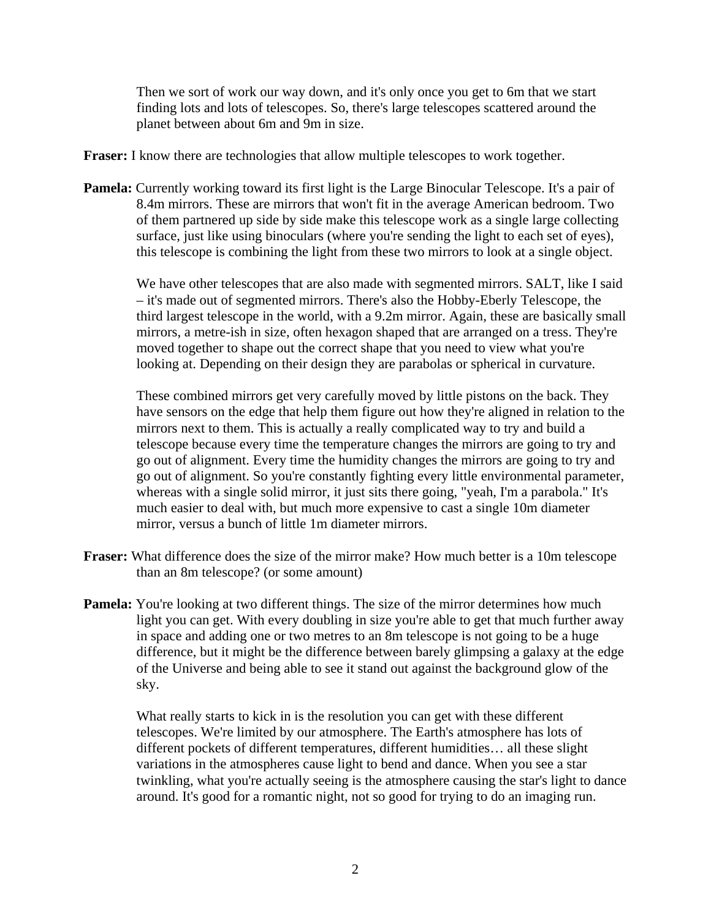Then we sort of work our way down, and it's only once you get to 6m that we start finding lots and lots of telescopes. So, there's large telescopes scattered around the planet between about 6m and 9m in size.

**Fraser:** I know there are technologies that allow multiple telescopes to work together.

**Pamela:** Currently working toward its first light is the Large Binocular Telescope. It's a pair of 8.4m mirrors. These are mirrors that won't fit in the average American bedroom. Two of them partnered up side by side make this telescope work as a single large collecting surface, just like using binoculars (where you're sending the light to each set of eyes), this telescope is combining the light from these two mirrors to look at a single object.

We have other telescopes that are also made with segmented mirrors. SALT, like I said – it's made out of segmented mirrors. There's also the Hobby-Eberly Telescope, the third largest telescope in the world, with a 9.2m mirror. Again, these are basically small mirrors, a metre-ish in size, often hexagon shaped that are arranged on a tress. They're moved together to shape out the correct shape that you need to view what you're looking at. Depending on their design they are parabolas or spherical in curvature.

These combined mirrors get very carefully moved by little pistons on the back. They have sensors on the edge that help them figure out how they're aligned in relation to the mirrors next to them. This is actually a really complicated way to try and build a telescope because every time the temperature changes the mirrors are going to try and go out of alignment. Every time the humidity changes the mirrors are going to try and go out of alignment. So you're constantly fighting every little environmental parameter, whereas with a single solid mirror, it just sits there going, "yeah, I'm a parabola." It's much easier to deal with, but much more expensive to cast a single 10m diameter mirror, versus a bunch of little 1m diameter mirrors.

**Fraser:** What difference does the size of the mirror make? How much better is a 10m telescope than an 8m telescope? (or some amount)

**Pamela:** You're looking at two different things. The size of the mirror determines how much light you can get. With every doubling in size you're able to get that much further away in space and adding one or two metres to an 8m telescope is not going to be a huge difference, but it might be the difference between barely glimpsing a galaxy at the edge of the Universe and being able to see it stand out against the background glow of the sky.

What really starts to kick in is the resolution you can get with these different telescopes. We're limited by our atmosphere. The Earth's atmosphere has lots of different pockets of different temperatures, different humidities… all these slight variations in the atmospheres cause light to bend and dance. When you see a star twinkling, what you're actually seeing is the atmosphere causing the star's light to dance around. It's good for a romantic night, not so good for trying to do an imaging run.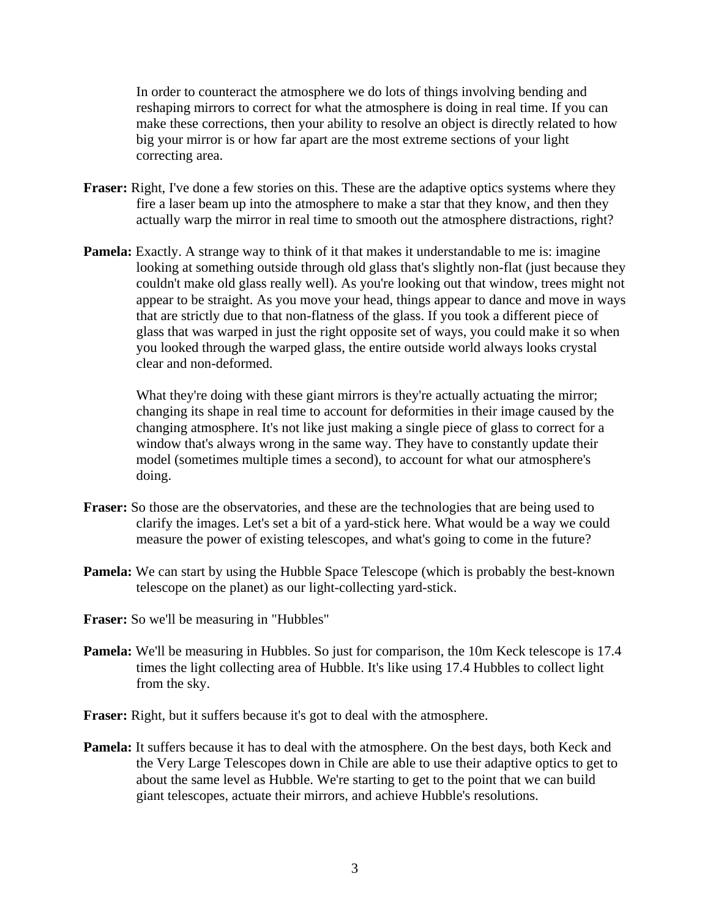In order to counteract the atmosphere we do lots of things involving bending and reshaping mirrors to correct for what the atmosphere is doing in real time. If you can make these corrections, then your ability to resolve an object is directly related to how big your mirror is or how far apart are the most extreme sections of your light correcting area.

**Fraser:** Right, I've done a few stories on this. These are the adaptive optics systems where they fire a laser beam up into the atmosphere to make a star that they know, and then they actually warp the mirror in real time to smooth out the atmosphere distractions, right?

**Pamela:** Exactly. A strange way to think of it that makes it understandable to me is: imagine looking at something outside through old glass that's slightly non-flat (just because they couldn't make old glass really well). As you're looking out that window, trees might not appear to be straight. As you move your head, things appear to dance and move in ways that are strictly due to that non-flatness of the glass. If you took a different piece of glass that was warped in just the right opposite set of ways, you could make it so when you looked through the warped glass, the entire outside world always looks crystal clear and non-deformed.

What they're doing with these giant mirrors is they're actually actuating the mirror; changing its shape in real time to account for deformities in their image caused by the changing atmosphere. It's not like just making a single piece of glass to correct for a window that's always wrong in the same way. They have to constantly update their model (sometimes multiple times a second), to account for what our atmosphere's doing.

**Fraser:** So those are the observatories, and these are the technologies that are being used to clarify the images. Let's set a bit of a yard-stick here. What would be a way we could measure the power of existing telescopes, and what's going to come in the future?

**Pamela:** We can start by using the Hubble Space Telescope (which is probably the best-known telescope on the planet) as our light-collecting yard-stick.

**Fraser:** So we'll be measuring in "Hubbles"

**Pamela:** We'll be measuring in Hubbles. So just for comparison, the 10m Keck telescope is 17.4 times the light collecting area of Hubble. It's like using 17.4 Hubbles to collect light from the sky.

**Fraser:** Right, but it suffers because it's got to deal with the atmosphere.

**Pamela:** It suffers because it has to deal with the atmosphere. On the best days, both Keck and the Very Large Telescopes down in Chile are able to use their adaptive optics to get to about the same level as Hubble. We're starting to get to the point that we can build giant telescopes, actuate their mirrors, and achieve Hubble's resolutions.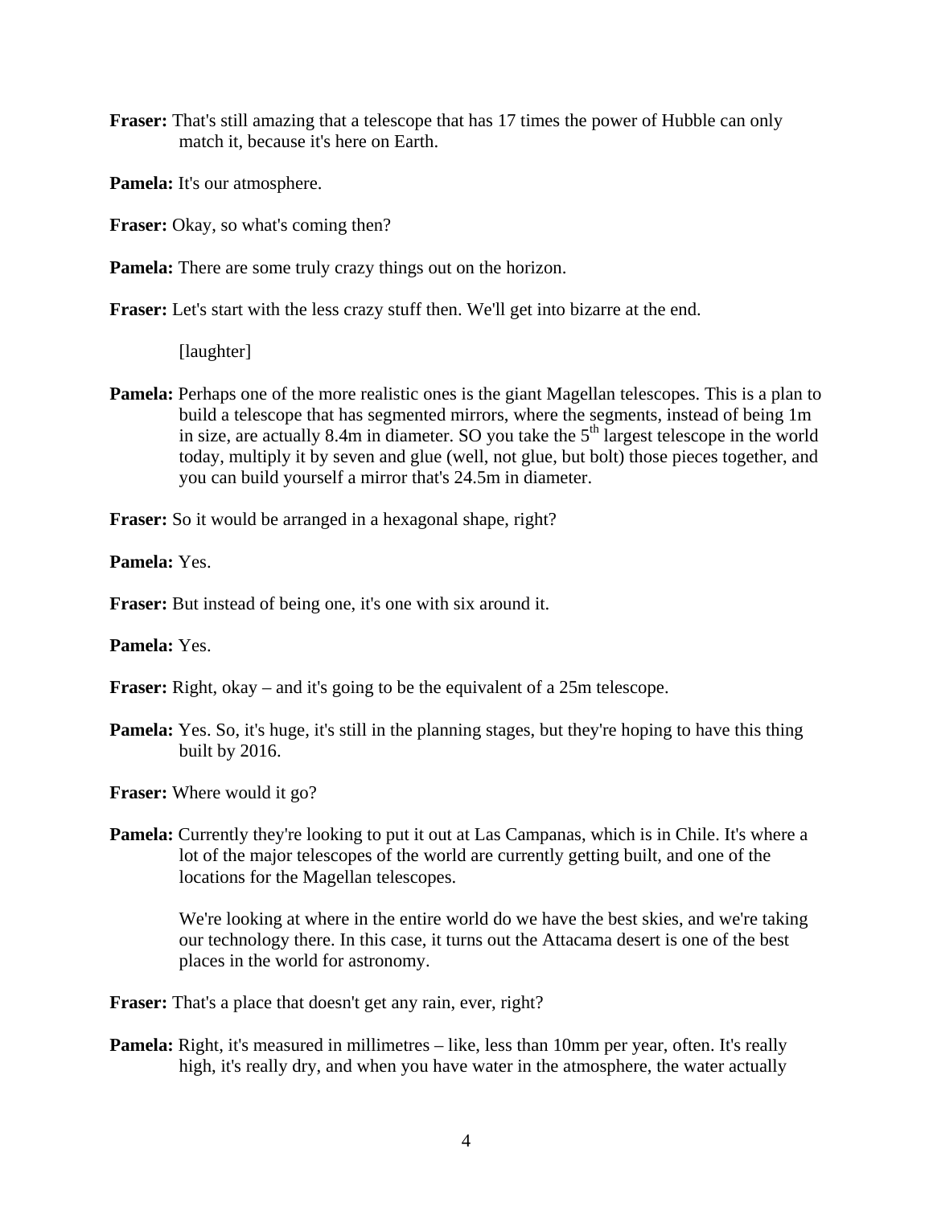**Fraser:** That's still amazing that a telescope that has 17 times the power of Hubble can only match it, because it's here on Earth.

**Pamela:** It's our atmosphere.

**Fraser:** Okay, so what's coming then?

**Pamela:** There are some truly crazy things out on the horizon.

**Fraser:** Let's start with the less crazy stuff then. We'll get into bizarre at the end.

[laughter]

**Pamela:** Perhaps one of the more realistic ones is the giant Magellan telescopes. This is a plan to build a telescope that has segmented mirrors, where the segments, instead of being 1m in size, are actually 8.4m in diameter. SO you take the 5th largest telescope in the world today, multiply it by seven and glue (well, not glue, but bolt) those pieces together, and you can build yourself a mirror that's 24.5m in diameter.

**Fraser:** So it would be arranged in a hexagonal shape, right?

**Pamela:** Yes.

**Fraser:** But instead of being one, it's one with six around it.

**Pamela:** Yes.

**Fraser:** Right, okay – and it's going to be the equivalent of a 25m telescope.

**Pamela:** Yes. So, it's huge, it's still in the planning stages, but they're hoping to have this thing built by 2016.

**Fraser:** Where would it go?

**Pamela:** Currently they're looking to put it out at Las Campanas, which is in Chile. It's where a lot of the major telescopes of the world are currently getting built, and one of the locations for the Magellan telescopes.

We're looking at where in the entire world do we have the best skies, and we're taking our technology there. In this case, it turns out the Attacama desert is one of the best places in the world for astronomy.

**Fraser:** That's a place that doesn't get any rain, ever, right?

**Pamela:** Right, it's measured in millimetres – like, less than 10mm per year, often. It's really high, it's really dry, and when you have water in the atmosphere, the water actually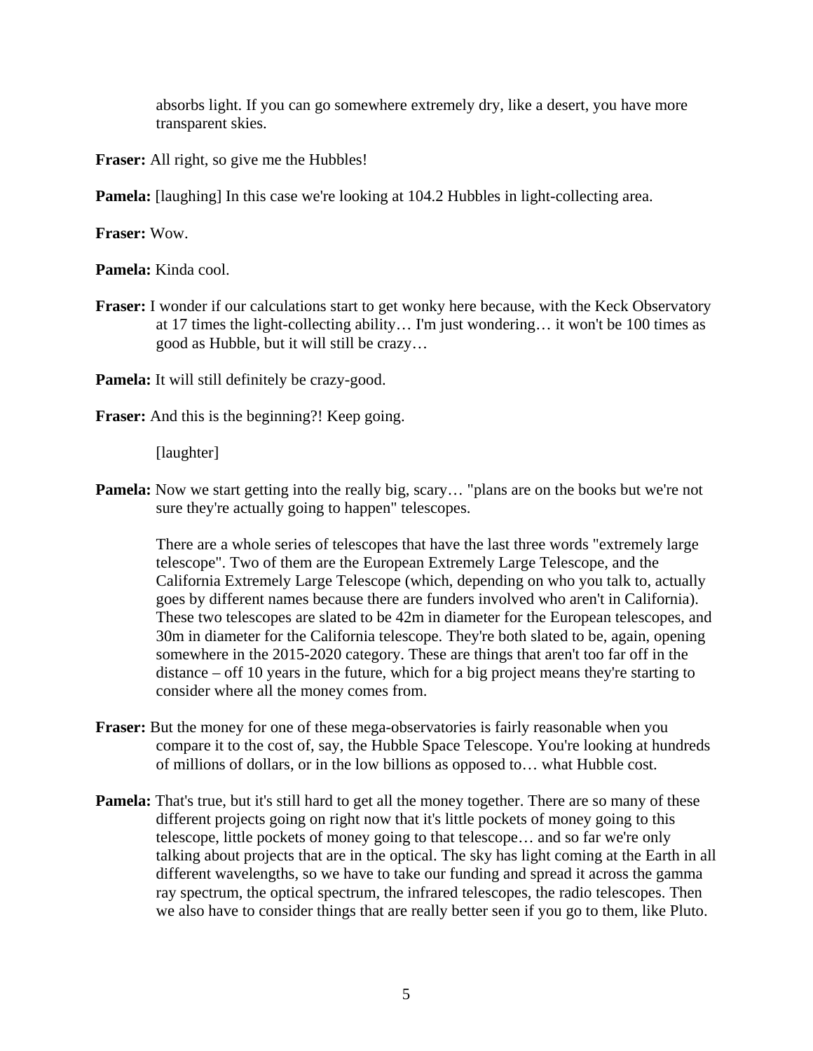absorbs light. If you can go somewhere extremely dry, like a desert, you have more transparent skies.

**Fraser:** All right, so give me the Hubbles!

**Pamela:** [laughing] In this case we're looking at 104.2 Hubbles in light-collecting area.

**Fraser:** Wow.

**Pamela:** Kinda cool.

**Fraser:** I wonder if our calculations start to get wonky here because, with the Keck Observatory at 17 times the light-collecting ability… I'm just wondering… it won't be 100 times as good as Hubble, but it will still be crazy…

**Pamela:** It will still definitely be crazy-good.

**Fraser:** And this is the beginning?! Keep going.

[laughter]

**Pamela:** Now we start getting into the really big, scary… "plans are on the books but we're not sure they're actually going to happen" telescopes.

There are a whole series of telescopes that have the last three words "extremely large telescope". Two of them are the European Extremely Large Telescope, and the California Extremely Large Telescope (which, depending on who you talk to, actually goes by different names because there are funders involved who aren't in California). These two telescopes are slated to be 42m in diameter for the European telescopes, and 30m in diameter for the California telescope. They're both slated to be, again, opening somewhere in the 2015-2020 category. These are things that aren't too far off in the distance – off 10 years in the future, which for a big project means they're starting to consider where all the money comes from.

**Fraser:** But the money for one of these mega-observatories is fairly reasonable when you compare it to the cost of, say, the Hubble Space Telescope. You're looking at hundreds of millions of dollars, or in the low billions as opposed to… what Hubble cost.

**Pamela:** That's true, but it's still hard to get all the money together. There are so many of these different projects going on right now that it's little pockets of money going to this telescope, little pockets of money going to that telescope… and so far we're only talking about projects that are in the optical. The sky has light coming at the Earth in all different wavelengths, so we have to take our funding and spread it across the gamma ray spectrum, the optical spectrum, the infrared telescopes, the radio telescopes. Then we also have to consider things that are really better seen if you go to them, like Pluto.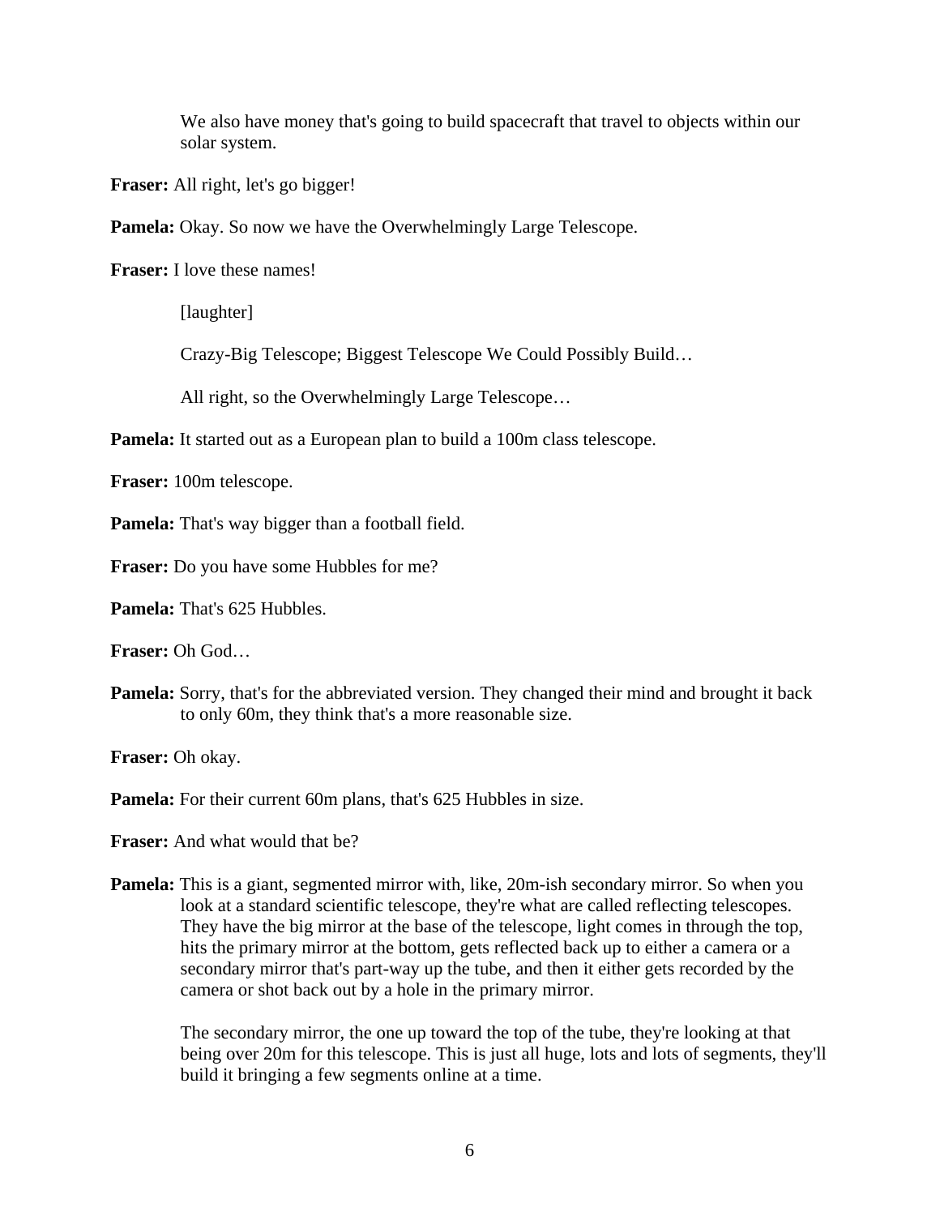We also have money that's going to build spacecraft that travel to objects within our solar system.

**Fraser:** All right, let's go bigger!

**Pamela:** Okay. So now we have the Overwhelmingly Large Telescope.

**Fraser:** I love these names!

[laughter]

Crazy-Big Telescope; Biggest Telescope We Could Possibly Build…

All right, so the Overwhelmingly Large Telescope…

**Pamela:** It started out as a European plan to build a 100m class telescope.

**Fraser:** 100m telescope.

**Pamela:** That's way bigger than a football field.

**Fraser:** Do you have some Hubbles for me?

**Pamela:** That's 625 Hubbles.

**Fraser:** Oh God…

**Pamela:** Sorry, that's for the abbreviated version. They changed their mind and brought it back to only 60m, they think that's a more reasonable size.

**Fraser:** Oh okay.

**Pamela:** For their current 60m plans, that's 625 Hubbles in size.

**Fraser:** And what would that be?

**Pamela:** This is a giant, segmented mirror with, like, 20m-ish secondary mirror. So when you look at a standard scientific telescope, they're what are called reflecting telescopes. They have the big mirror at the base of the telescope, light comes in through the top, hits the primary mirror at the bottom, gets reflected back up to either a camera or a secondary mirror that's part-way up the tube, and then it either gets recorded by the camera or shot back out by a hole in the primary mirror.

The secondary mirror, the one up toward the top of the tube, they're looking at that being over 20m for this telescope. This is just all huge, lots and lots of segments, they'll build it bringing a few segments online at a time.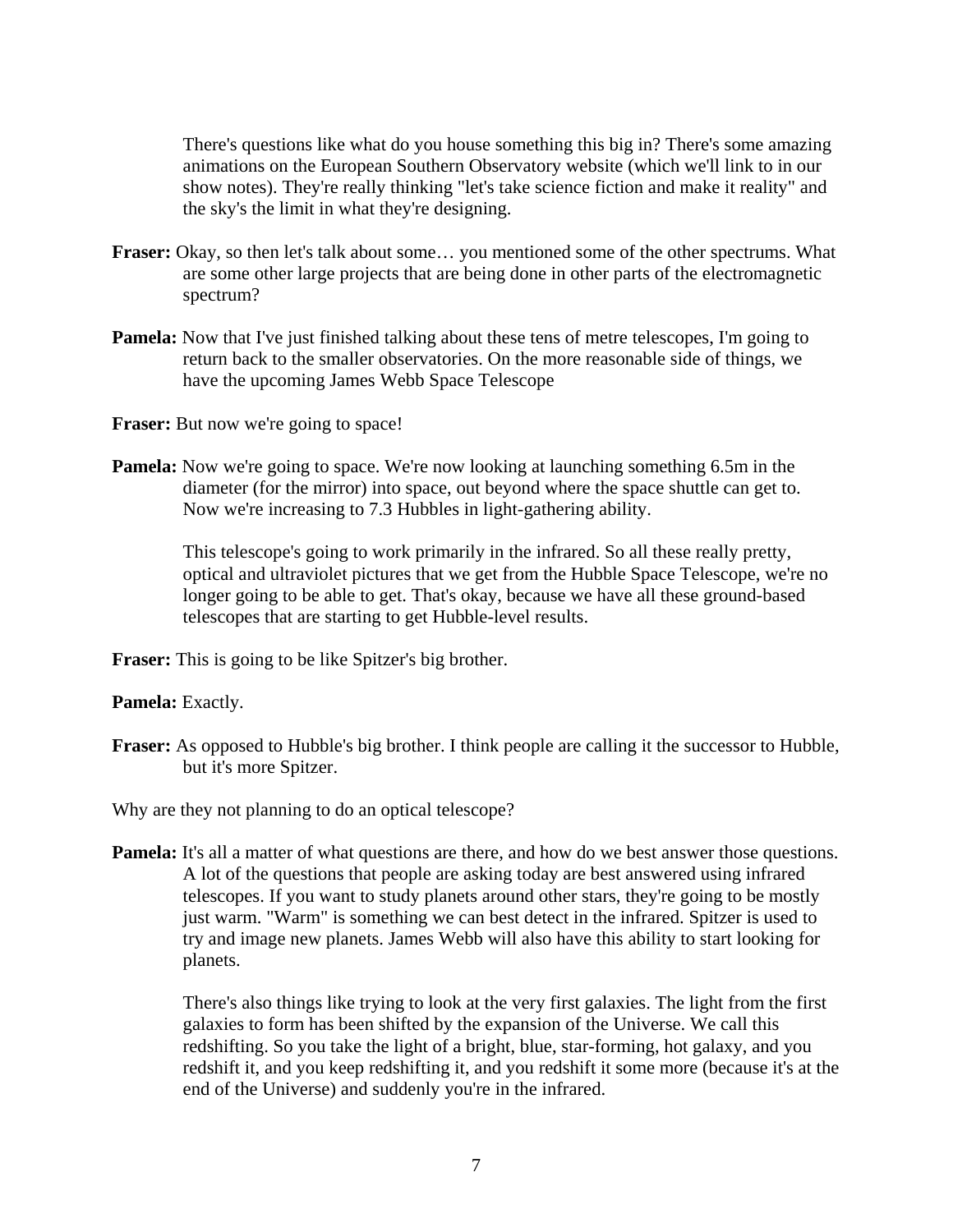There's questions like what do you house something this big in? There's some amazing animations on the European Southern Observatory website (which we'll link to in our show notes). They're really thinking "let's take science fiction and make it reality" and the sky's the limit in what they're designing.

**Fraser:** Okay, so then let's talk about some… you mentioned some of the other spectrums. What are some other large projects that are being done in other parts of the electromagnetic spectrum?

**Pamela:** Now that I've just finished talking about these tens of metre telescopes, I'm going to return back to the smaller observatories. On the more reasonable side of things, we have the upcoming James Webb Space Telescope

**Fraser:** But now we're going to space!

**Pamela:** Now we're going to space. We're now looking at launching something 6.5m in the diameter (for the mirror) into space, out beyond where the space shuttle can get to. Now we're increasing to 7.3 Hubbles in light-gathering ability.

This telescope's going to work primarily in the infrared. So all these really pretty, optical and ultraviolet pictures that we get from the Hubble Space Telescope, we're no longer going to be able to get. That's okay, because we have all these ground-based telescopes that are starting to get Hubble-level results.

**Fraser:** This is going to be like Spitzer's big brother.

**Pamela:** Exactly.

**Fraser:** As opposed to Hubble's big brother. I think people are calling it the successor to Hubble, but it's more Spitzer.

Why are they not planning to do an optical telescope?

**Pamela:** It's all a matter of what questions are there, and how do we best answer those questions. A lot of the questions that people are asking today are best answered using infrared telescopes. If you want to study planets around other stars, they're going to be mostly just warm. "Warm" is something we can best detect in the infrared. Spitzer is used to try and image new planets. James Webb will also have this ability to start looking for planets.

There's also things like trying to look at the very first galaxies. The light from the first galaxies to form has been shifted by the expansion of the Universe. We call this redshifting. So you take the light of a bright, blue, star-forming, hot galaxy, and you redshift it, and you keep redshifting it, and you redshift it some more (because it's at the end of the Universe) and suddenly you're in the infrared.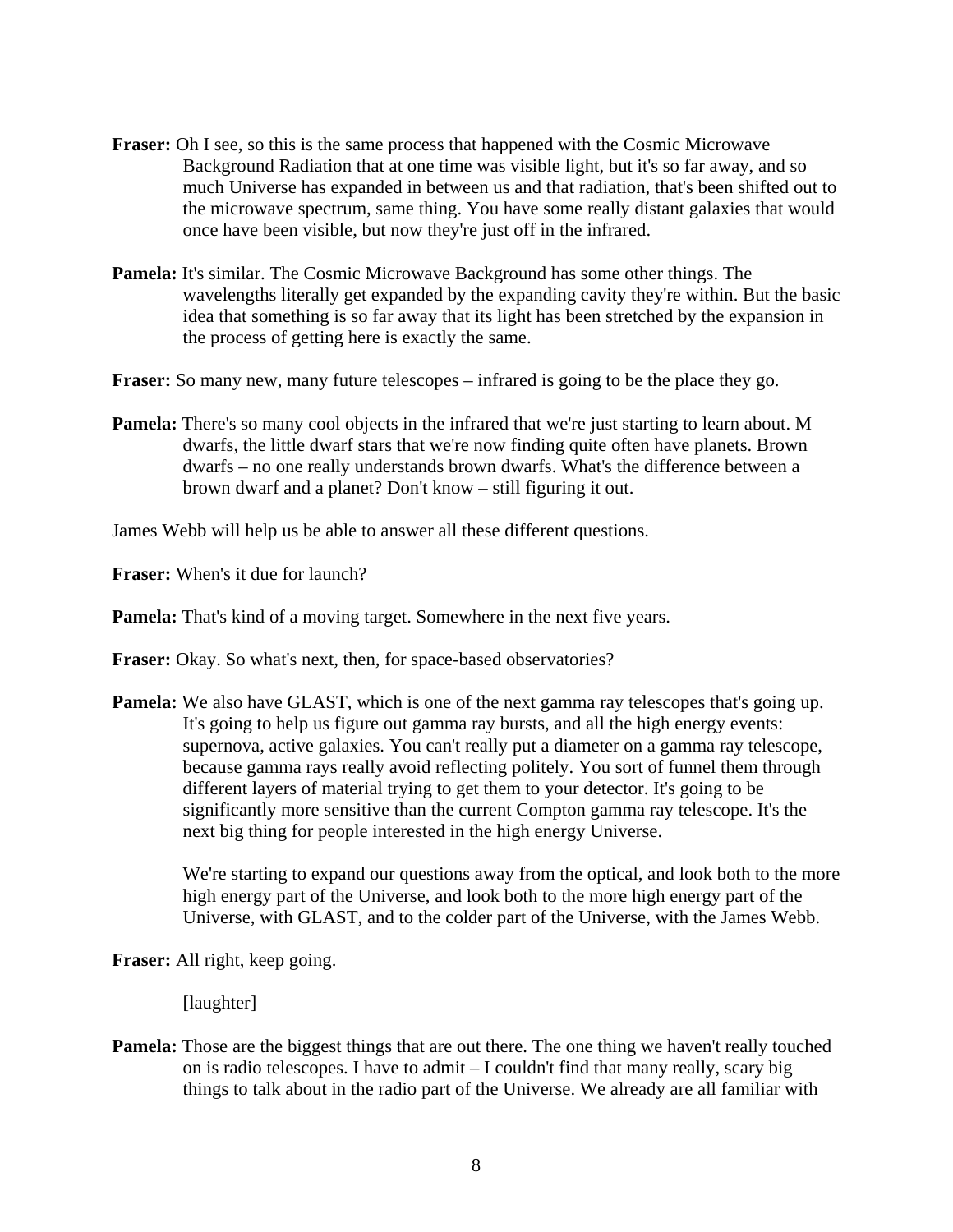**Fraser:** Oh I see, so this is the same process that happened with the Cosmic Microwave Background Radiation that at one time was visible light, but it's so far away, and so much Universe has expanded in between us and that radiation, that's been shifted out to the microwave spectrum, same thing. You have some really distant galaxies that would once have been visible, but now they're just off in the infrared.

**Pamela:** It's similar. The Cosmic Microwave Background has some other things. The wavelengths literally get expanded by the expanding cavity they're within. But the basic idea that something is so far away that its light has been stretched by the expansion in the process of getting here is exactly the same.

**Fraser:** So many new, many future telescopes – infrared is going to be the place they go.

**Pamela:** There's so many cool objects in the infrared that we're just starting to learn about. M dwarfs, the little dwarf stars that we're now finding quite often have planets. Brown dwarfs – no one really understands brown dwarfs. What's the difference between a brown dwarf and a planet? Don't know – still figuring it out.

James Webb will help us be able to answer all these different questions.

**Fraser:** When's it due for launch?

**Pamela:** That's kind of a moving target. Somewhere in the next five years.

**Fraser:** Okay. So what's next, then, for space-based observatories?

**Pamela:** We also have GLAST, which is one of the next gamma ray telescopes that's going up. It's going to help us figure out gamma ray bursts, and all the high energy events: supernova, active galaxies. You can't really put a diameter on a gamma ray telescope, because gamma rays really avoid reflecting politely. You sort of funnel them through different layers of material trying to get them to your detector. It's going to be significantly more sensitive than the current Compton gamma ray telescope. It's the next big thing for people interested in the high energy Universe.

We're starting to expand our questions away from the optical, and look both to the more high energy part of the Universe, and look both to the more high energy part of the Universe, with GLAST, and to the colder part of the Universe, with the James Webb.

**Fraser:** All right, keep going.

[laughter]

**Pamela:** Those are the biggest things that are out there. The one thing we haven't really touched on is radio telescopes. I have to admit – I couldn't find that many really, scary big things to talk about in the radio part of the Universe. We already are all familiar with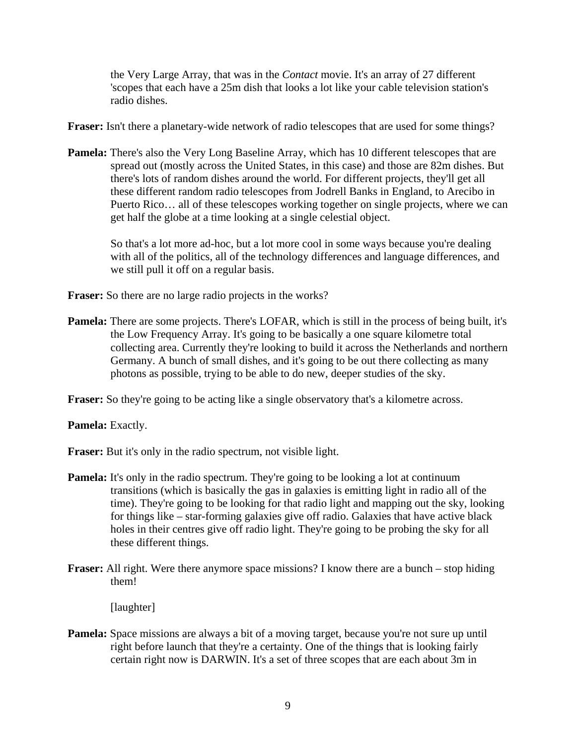the Very Large Array, that was in the *Contact* movie. It's an array of 27 different 'scopes that each have a 25m dish that looks a lot like your cable television station's radio dishes.

**Fraser:** Isn't there a planetary-wide network of radio telescopes that are used for some things?

**Pamela:** There's also the Very Long Baseline Array, which has 10 different telescopes that are spread out (mostly across the United States, in this case) and those are 82m dishes. But there's lots of random dishes around the world. For different projects, they'll get all these different random radio telescopes from Jodrell Banks in England, to Arecibo in Puerto Rico… all of these telescopes working together on single projects, where we can get half the globe at a time looking at a single celestial object.

So that's a lot more ad-hoc, but a lot more cool in some ways because you're dealing with all of the politics, all of the technology differences and language differences, and we still pull it off on a regular basis.

**Fraser:** So there are no large radio projects in the works?

**Pamela:** There are some projects. There's LOFAR, which is still in the process of being built, it's the Low Frequency Array. It's going to be basically a one square kilometre total collecting area. Currently they're looking to build it across the Netherlands and northern Germany. A bunch of small dishes, and it's going to be out there collecting as many photons as possible, trying to be able to do new, deeper studies of the sky.

**Fraser:** So they're going to be acting like a single observatory that's a kilometre across.

**Pamela:** Exactly.

**Fraser:** But it's only in the radio spectrum, not visible light.

**Pamela:** It's only in the radio spectrum. They're going to be looking a lot at continuum transitions (which is basically the gas in galaxies is emitting light in radio all of the time). They're going to be looking for that radio light and mapping out the sky, looking for things like – star-forming galaxies give off radio. Galaxies that have active black holes in their centres give off radio light. They're going to be probing the sky for all these different things.

**Fraser:** All right. Were there anymore space missions? I know there are a bunch – stop hiding them!

[laughter]

**Pamela:** Space missions are always a bit of a moving target, because you're not sure up until right before launch that they're a certainty. One of the things that is looking fairly certain right now is DARWIN. It's a set of three scopes that are each about 3m in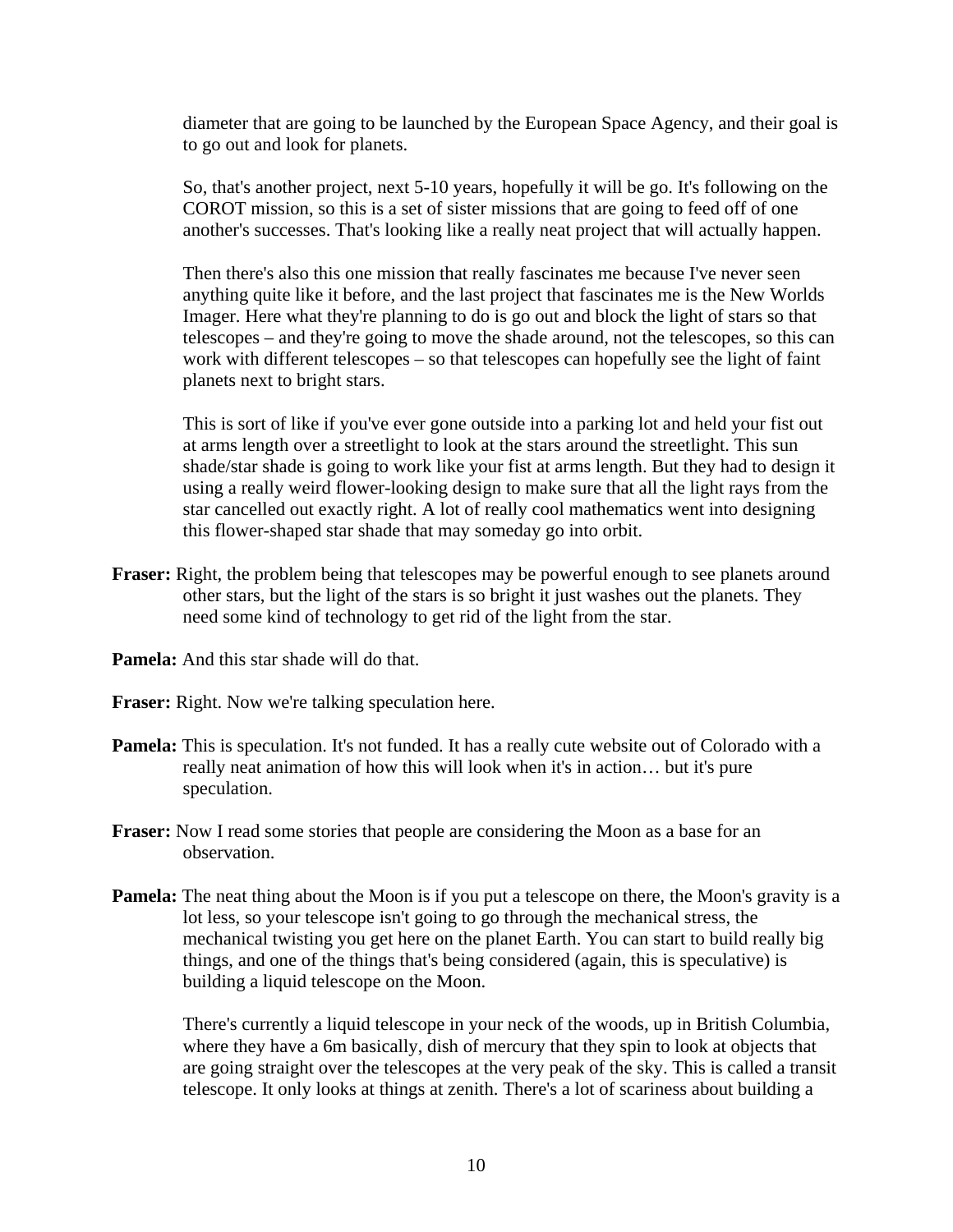diameter that are going to be launched by the European Space Agency, and their goal is to go out and look for planets.

So, that's another project, next 5-10 years, hopefully it will be go. It's following on the COROT mission, so this is a set of sister missions that are going to feed off of one another's successes. That's looking like a really neat project that will actually happen.

Then there's also this one mission that really fascinates me because I've never seen anything quite like it before, and the last project that fascinates me is the New Worlds Imager. Here what they're planning to do is go out and block the light of stars so that telescopes – and they're going to move the shade around, not the telescopes, so this can work with different telescopes – so that telescopes can hopefully see the light of faint planets next to bright stars.

This is sort of like if you've ever gone outside into a parking lot and held your fist out at arms length over a streetlight to look at the stars around the streetlight. This sun shade/star shade is going to work like your fist at arms length. But they had to design it using a really weird flower-looking design to make sure that all the light rays from the star cancelled out exactly right. A lot of really cool mathematics went into designing this flower-shaped star shade that may someday go into orbit.

**Fraser:** Right, the problem being that telescopes may be powerful enough to see planets around other stars, but the light of the stars is so bright it just washes out the planets. They need some kind of technology to get rid of the light from the star.

**Pamela:** And this star shade will do that.

**Fraser:** Right. Now we're talking speculation here.

**Pamela:** This is speculation. It's not funded. It has a really cute website out of Colorado with a really neat animation of how this will look when it's in action… but it's pure speculation.

**Fraser:** Now I read some stories that people are considering the Moon as a base for an observation.

**Pamela:** The neat thing about the Moon is if you put a telescope on there, the Moon's gravity is a lot less, so your telescope isn't going to go through the mechanical stress, the mechanical twisting you get here on the planet Earth. You can start to build really big things, and one of the things that's being considered (again, this is speculative) is building a liquid telescope on the Moon.

There's currently a liquid telescope in your neck of the woods, up in British Columbia, where they have a 6m basically, dish of mercury that they spin to look at objects that are going straight over the telescopes at the very peak of the sky. This is called a transit telescope. It only looks at things at zenith. There's a lot of scariness about building a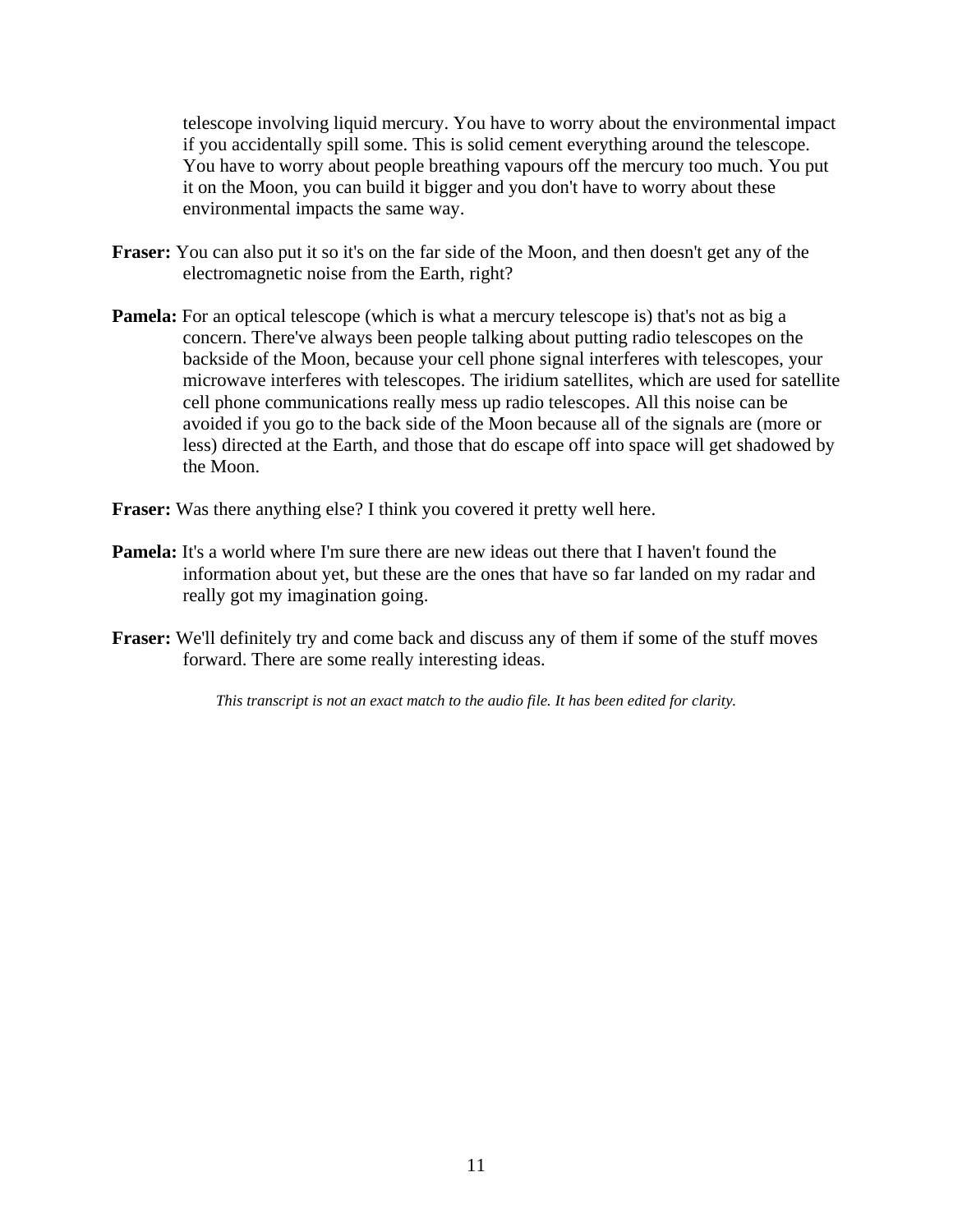telescope involving liquid mercury. You have to worry about the environmental impact if you accidentally spill some. This is solid cement everything around the telescope. You have to worry about people breathing vapours off the mercury too much. You put it on the Moon, you can build it bigger and you don't have to worry about these environmental impacts the same way.

**Fraser:** You can also put it so it's on the far side of the Moon, and then doesn't get any of the electromagnetic noise from the Earth, right?

**Pamela:** For an optical telescope (which is what a mercury telescope is) that's not as big a concern. There've always been people talking about putting radio telescopes on the backside of the Moon, because your cell phone signal interferes with telescopes, your microwave interferes with telescopes. The iridium satellites, which are used for satellite cell phone communications really mess up radio telescopes. All this noise can be avoided if you go to the back side of the Moon because all of the signals are (more or less) directed at the Earth, and those that do escape off into space will get shadowed by the Moon.

**Fraser:** Was there anything else? I think you covered it pretty well here.

**Pamela:** It's a world where I'm sure there are new ideas out there that I haven't found the information about yet, but these are the ones that have so far landed on my radar and really got my imagination going.

**Fraser:** We'll definitely try and come back and discuss any of them if some of the stuff moves forward. There are some really interesting ideas.

*This transcript is not an exact match to the audio file. It has been edited for clarity.*